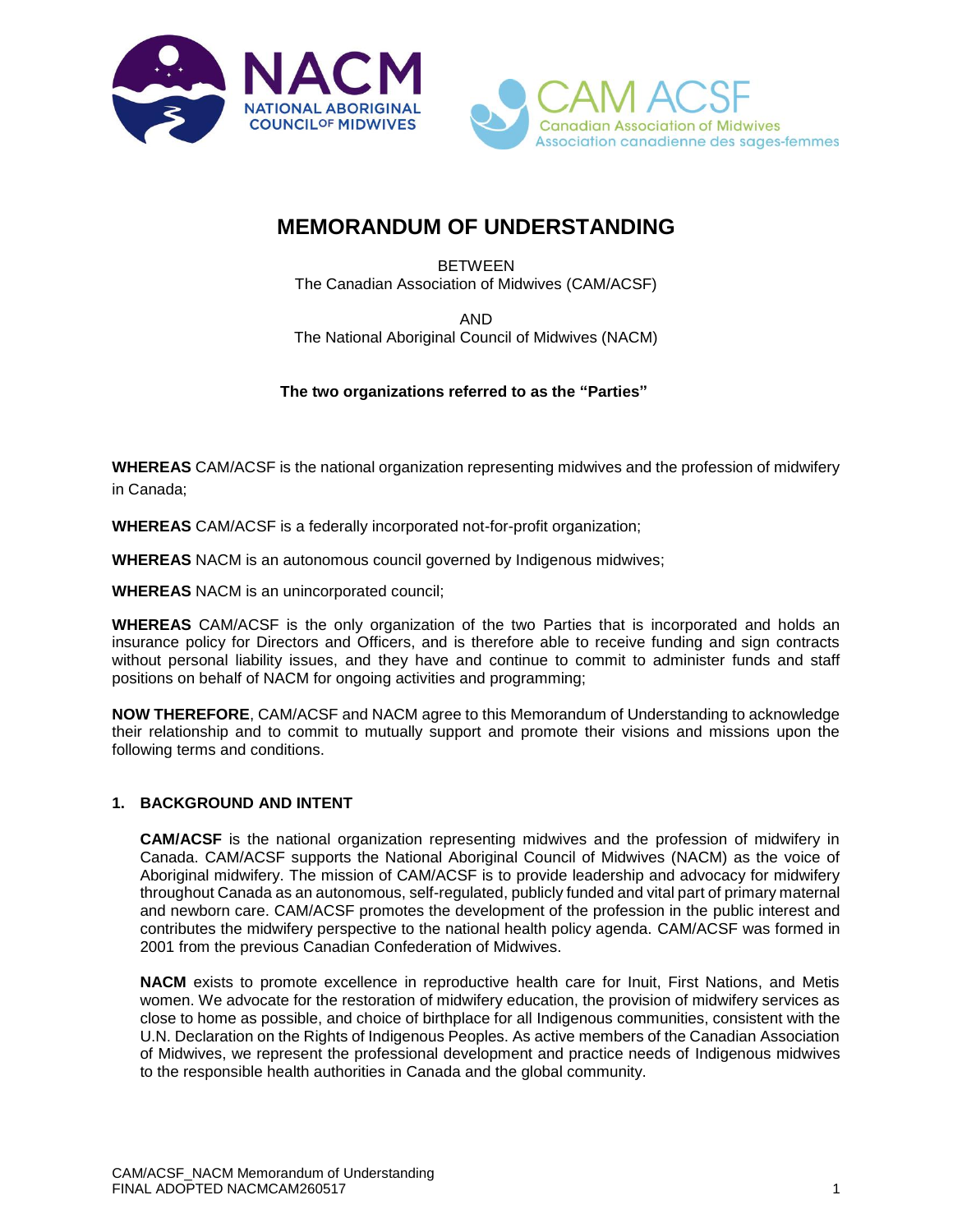# MEMORANDUM OF UNDERSTANDING

BETWEEN
The Canadian Association of Midwives (CAM/ACSF)

AND
The National Aboriginal Council of Midwives (NACM)

**The two organizations referred to as the "Parties"**

**WHEREAS** CAM/ACSF is the national organization representing midwives and the profession of midwifery in Canada;

**WHEREAS** CAM/ACSF is a federally incorporated not-for-profit organization;

**WHEREAS** NACM is an autonomous council governed by Indigenous midwives;

**WHEREAS** NACM is an unincorporated council;

**WHEREAS** CAM/ACSF is the only organization of the two Parties that is incorporated and holds an insurance policy for Directors and Officers, and is therefore able to receive funding and sign contracts without personal liability issues, and they have and continue to commit to administer funds and staff positions on behalf of NACM for ongoing activities and programming;

**NOW THEREFORE**, CAM/ACSF and NACM agree to this Memorandum of Understanding to acknowledge their relationship and to commit to mutually support and promote their visions and missions upon the following terms and conditions.

## 1. BACKGROUND AND INTENT

**CAM/ACSF** is the national organization representing midwives and the profession of midwifery in Canada. CAM/ACSF supports the National Aboriginal Council of Midwives (NACM) as the voice of Aboriginal midwifery. The mission of CAM/ACSF is to provide leadership and advocacy for midwifery throughout Canada as an autonomous, self-regulated, publicly funded and vital part of primary maternal and newborn care. CAM/ACSF promotes the development of the profession in the public interest and contributes the midwifery perspective to the national health policy agenda. CAM/ACSF was formed in 2001 from the previous Canadian Confederation of Midwives.

**NACM** exists to promote excellence in reproductive health care for Inuit, First Nations, and Metis women. We advocate for the restoration of midwifery education, the provision of midwifery services as close to home as possible, and choice of birthplace for all Indigenous communities, consistent with the U.N. Declaration on the Rights of Indigenous Peoples. As active members of the Canadian Association of Midwives, we represent the professional development and practice needs of Indigenous midwives to the responsible health authorities in Canada and the global community.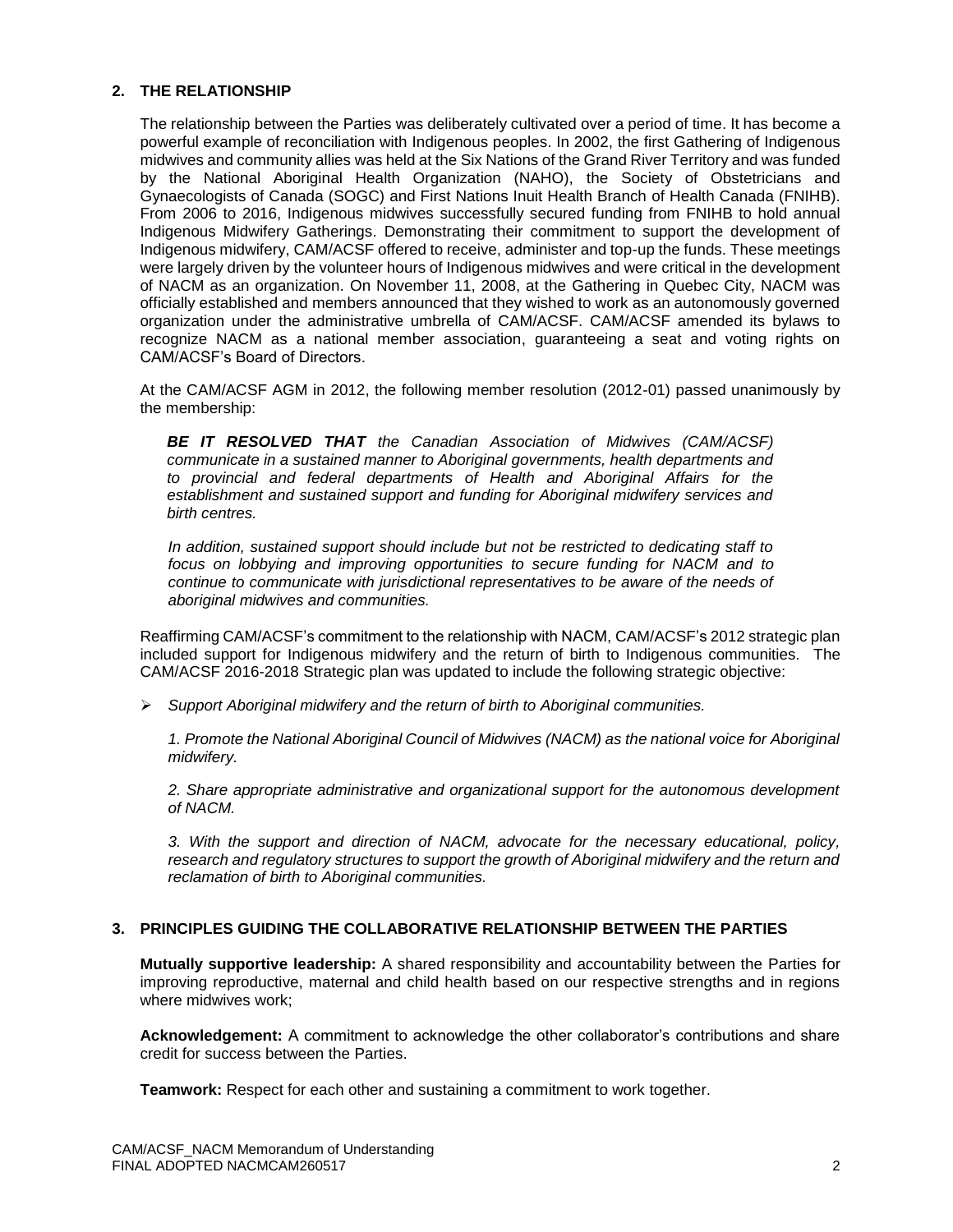## 2. THE RELATIONSHIP

The relationship between the Parties was deliberately cultivated over a period of time. It has become a powerful example of reconciliation with Indigenous peoples. In 2002, the first Gathering of Indigenous midwives and community allies was held at the Six Nations of the Grand River Territory and was funded by the National Aboriginal Health Organization (NAHO), the Society of Obstetricians and Gynaecologists of Canada (SOGC) and First Nations Inuit Health Branch of Health Canada (FNIHB). From 2006 to 2016, Indigenous midwives successfully secured funding from FNIHB to hold annual Indigenous Midwifery Gatherings. Demonstrating their commitment to support the development of Indigenous midwifery, CAM/ACSF offered to receive, administer and top-up the funds. These meetings were largely driven by the volunteer hours of Indigenous midwives and were critical in the development of NACM as an organization. On November 11, 2008, at the Gathering in Quebec City, NACM was officially established and members announced that they wished to work as an autonomously governed organization under the administrative umbrella of CAM/ACSF. CAM/ACSF amended its bylaws to recognize NACM as a national member association, guaranteeing a seat and voting rights on CAM/ACSF's Board of Directors.

At the CAM/ACSF AGM in 2012, the following member resolution (2012-01) passed unanimously by the membership:

> ***BE IT RESOLVED THAT*** *the Canadian Association of Midwives (CAM/ACSF) communicate in a sustained manner to Aboriginal governments, health departments and to provincial and federal departments of Health and Aboriginal Affairs for the establishment and sustained support and funding for Aboriginal midwifery services and birth centres.*
>
> *In addition, sustained support should include but not be restricted to dedicating staff to focus on lobbying and improving opportunities to secure funding for NACM and to continue to communicate with jurisdictional representatives to be aware of the needs of aboriginal midwives and communities.*

Reaffirming CAM/ACSF's commitment to the relationship with NACM, CAM/ACSF's 2012 strategic plan included support for Indigenous midwifery and the return of birth to Indigenous communities. The CAM/ACSF 2016-2018 Strategic plan was updated to include the following strategic objective:

- *Support Aboriginal midwifery and the return of birth to Aboriginal communities.*

  *1. Promote the National Aboriginal Council of Midwives (NACM) as the national voice for Aboriginal midwifery.*

  *2. Share appropriate administrative and organizational support for the autonomous development of NACM.*

  *3. With the support and direction of NACM, advocate for the necessary educational, policy, research and regulatory structures to support the growth of Aboriginal midwifery and the return and reclamation of birth to Aboriginal communities.*

## 3. PRINCIPLES GUIDING THE COLLABORATIVE RELATIONSHIP BETWEEN THE PARTIES

**Mutually supportive leadership:** A shared responsibility and accountability between the Parties for improving reproductive, maternal and child health based on our respective strengths and in regions where midwives work;

**Acknowledgement:** A commitment to acknowledge the other collaborator's contributions and share credit for success between the Parties.

**Teamwork:** Respect for each other and sustaining a commitment to work together.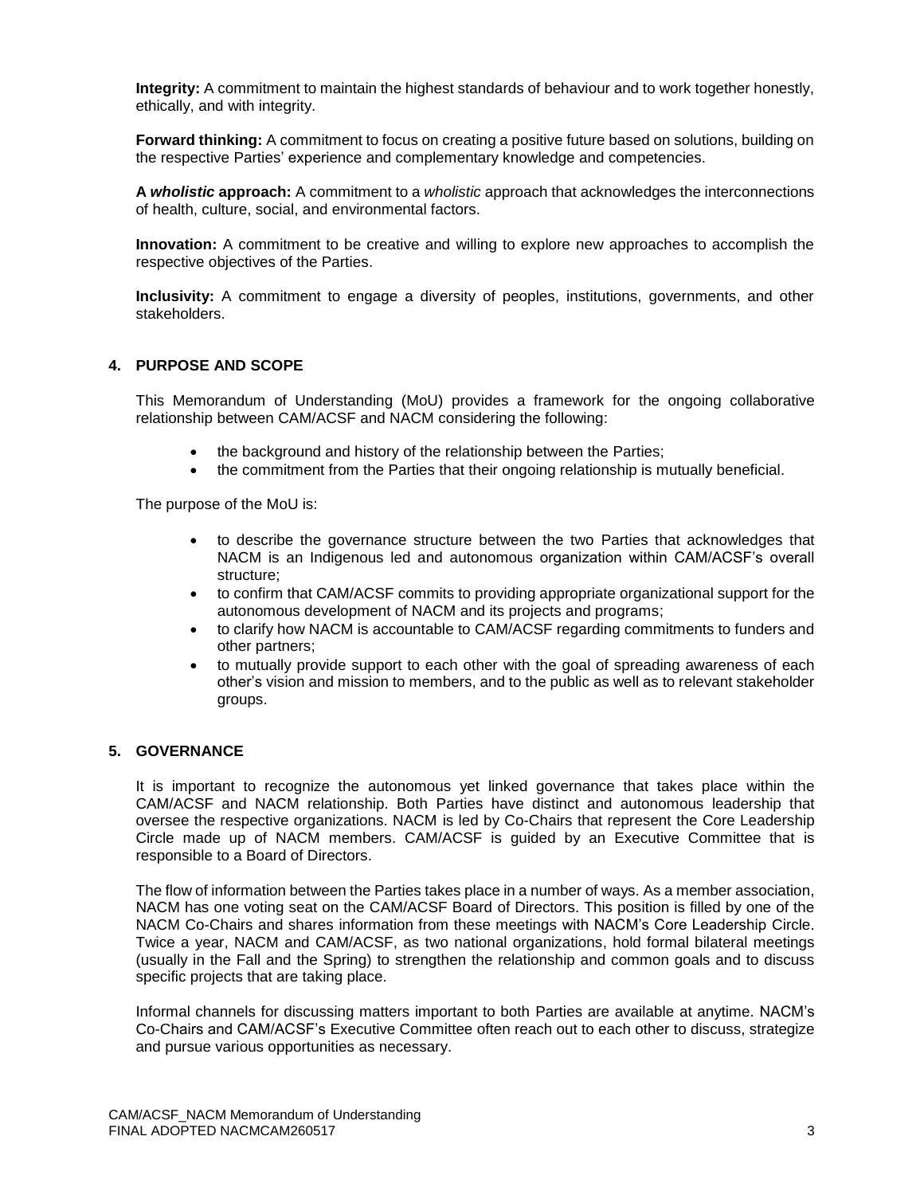**Integrity:** A commitment to maintain the highest standards of behaviour and to work together honestly, ethically, and with integrity.

**Forward thinking:** A commitment to focus on creating a positive future based on solutions, building on the respective Parties' experience and complementary knowledge and competencies.

**A *wholistic* approach:** A commitment to a *wholistic* approach that acknowledges the interconnections of health, culture, social, and environmental factors.

**Innovation:** A commitment to be creative and willing to explore new approaches to accomplish the respective objectives of the Parties.

**Inclusivity:** A commitment to engage a diversity of peoples, institutions, governments, and other stakeholders.

## 4. PURPOSE AND SCOPE

This Memorandum of Understanding (MoU) provides a framework for the ongoing collaborative relationship between CAM/ACSF and NACM considering the following:

- the background and history of the relationship between the Parties;
- the commitment from the Parties that their ongoing relationship is mutually beneficial.

The purpose of the MoU is:

- to describe the governance structure between the two Parties that acknowledges that NACM is an Indigenous led and autonomous organization within CAM/ACSF's overall structure;
- to confirm that CAM/ACSF commits to providing appropriate organizational support for the autonomous development of NACM and its projects and programs;
- to clarify how NACM is accountable to CAM/ACSF regarding commitments to funders and other partners;
- to mutually provide support to each other with the goal of spreading awareness of each other's vision and mission to members, and to the public as well as to relevant stakeholder groups.

## 5. GOVERNANCE

It is important to recognize the autonomous yet linked governance that takes place within the CAM/ACSF and NACM relationship. Both Parties have distinct and autonomous leadership that oversee the respective organizations. NACM is led by Co-Chairs that represent the Core Leadership Circle made up of NACM members. CAM/ACSF is guided by an Executive Committee that is responsible to a Board of Directors.

The flow of information between the Parties takes place in a number of ways. As a member association, NACM has one voting seat on the CAM/ACSF Board of Directors. This position is filled by one of the NACM Co-Chairs and shares information from these meetings with NACM's Core Leadership Circle. Twice a year, NACM and CAM/ACSF, as two national organizations, hold formal bilateral meetings (usually in the Fall and the Spring) to strengthen the relationship and common goals and to discuss specific projects that are taking place.

Informal channels for discussing matters important to both Parties are available at anytime. NACM's Co-Chairs and CAM/ACSF's Executive Committee often reach out to each other to discuss, strategize and pursue various opportunities as necessary.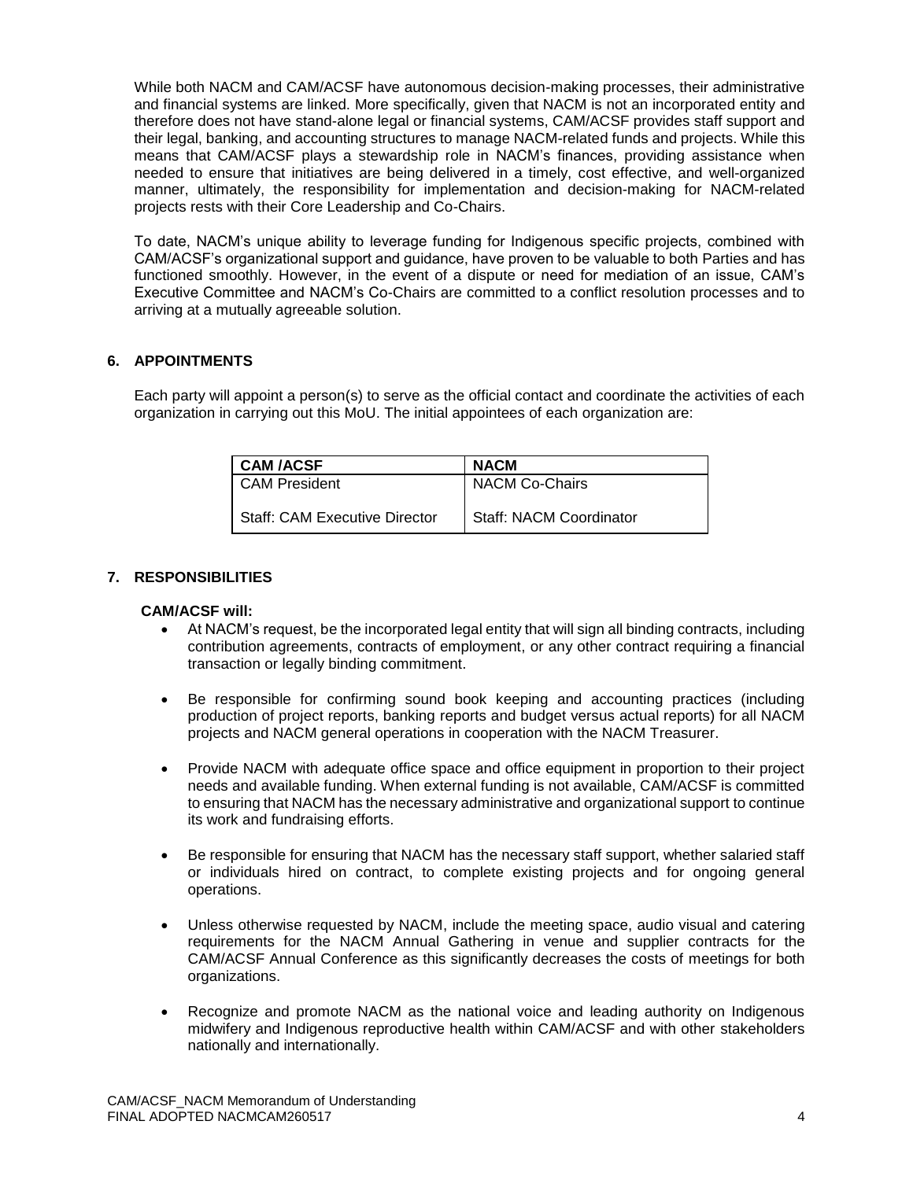While both NACM and CAM/ACSF have autonomous decision-making processes, their administrative and financial systems are linked. More specifically, given that NACM is not an incorporated entity and therefore does not have stand-alone legal or financial systems, CAM/ACSF provides staff support and their legal, banking, and accounting structures to manage NACM-related funds and projects. While this means that CAM/ACSF plays a stewardship role in NACM's finances, providing assistance when needed to ensure that initiatives are being delivered in a timely, cost effective, and well-organized manner, ultimately, the responsibility for implementation and decision-making for NACM-related projects rests with their Core Leadership and Co-Chairs.

To date, NACM's unique ability to leverage funding for Indigenous specific projects, combined with CAM/ACSF's organizational support and guidance, have proven to be valuable to both Parties and has functioned smoothly. However, in the event of a dispute or need for mediation of an issue, CAM's Executive Committee and NACM's Co-Chairs are committed to a conflict resolution processes and to arriving at a mutually agreeable solution.

## 6. APPOINTMENTS

Each party will appoint a person(s) to serve as the official contact and coordinate the activities of each organization in carrying out this MoU. The initial appointees of each organization are:

| CAM /ACSF | NACM |
|---|---|
| CAM President<br><br>Staff: CAM Executive Director | NACM Co-Chairs<br><br>Staff: NACM Coordinator |

## 7. RESPONSIBILITIES

**CAM/ACSF will:**

- At NACM's request, be the incorporated legal entity that will sign all binding contracts, including contribution agreements, contracts of employment, or any other contract requiring a financial transaction or legally binding commitment.
- Be responsible for confirming sound book keeping and accounting practices (including production of project reports, banking reports and budget versus actual reports) for all NACM projects and NACM general operations in cooperation with the NACM Treasurer.
- Provide NACM with adequate office space and office equipment in proportion to their project needs and available funding. When external funding is not available, CAM/ACSF is committed to ensuring that NACM has the necessary administrative and organizational support to continue its work and fundraising efforts.
- Be responsible for ensuring that NACM has the necessary staff support, whether salaried staff or individuals hired on contract, to complete existing projects and for ongoing general operations.
- Unless otherwise requested by NACM, include the meeting space, audio visual and catering requirements for the NACM Annual Gathering in venue and supplier contracts for the CAM/ACSF Annual Conference as this significantly decreases the costs of meetings for both organizations.
- Recognize and promote NACM as the national voice and leading authority on Indigenous midwifery and Indigenous reproductive health within CAM/ACSF and with other stakeholders nationally and internationally.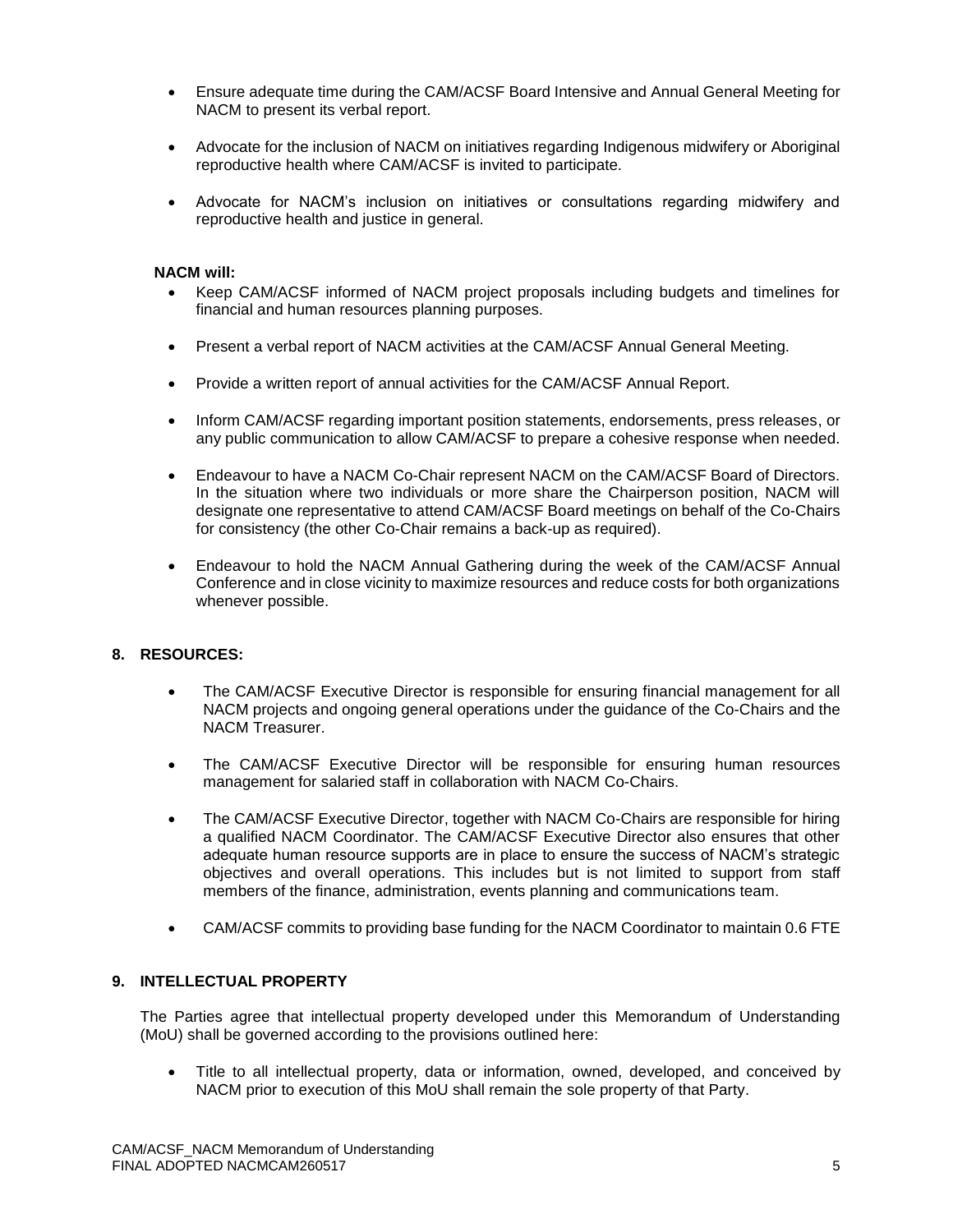- Ensure adequate time during the CAM/ACSF Board Intensive and Annual General Meeting for NACM to present its verbal report.

- Advocate for the inclusion of NACM on initiatives regarding Indigenous midwifery or Aboriginal reproductive health where CAM/ACSF is invited to participate.

- Advocate for NACM's inclusion on initiatives or consultations regarding midwifery and reproductive health and justice in general.

**NACM will:**

- Keep CAM/ACSF informed of NACM project proposals including budgets and timelines for financial and human resources planning purposes.

- Present a verbal report of NACM activities at the CAM/ACSF Annual General Meeting.

- Provide a written report of annual activities for the CAM/ACSF Annual Report.

- Inform CAM/ACSF regarding important position statements, endorsements, press releases, or any public communication to allow CAM/ACSF to prepare a cohesive response when needed.

- Endeavour to have a NACM Co-Chair represent NACM on the CAM/ACSF Board of Directors. In the situation where two individuals or more share the Chairperson position, NACM will designate one representative to attend CAM/ACSF Board meetings on behalf of the Co-Chairs for consistency (the other Co-Chair remains a back-up as required).

- Endeavour to hold the NACM Annual Gathering during the week of the CAM/ACSF Annual Conference and in close vicinity to maximize resources and reduce costs for both organizations whenever possible.

## 8. RESOURCES:

- The CAM/ACSF Executive Director is responsible for ensuring financial management for all NACM projects and ongoing general operations under the guidance of the Co-Chairs and the NACM Treasurer.

- The CAM/ACSF Executive Director will be responsible for ensuring human resources management for salaried staff in collaboration with NACM Co-Chairs.

- The CAM/ACSF Executive Director, together with NACM Co-Chairs are responsible for hiring a qualified NACM Coordinator. The CAM/ACSF Executive Director also ensures that other adequate human resource supports are in place to ensure the success of NACM's strategic objectives and overall operations. This includes but is not limited to support from staff members of the finance, administration, events planning and communications team.

- CAM/ACSF commits to providing base funding for the NACM Coordinator to maintain 0.6 FTE

## 9. INTELLECTUAL PROPERTY

The Parties agree that intellectual property developed under this Memorandum of Understanding (MoU) shall be governed according to the provisions outlined here:

- Title to all intellectual property, data or information, owned, developed, and conceived by NACM prior to execution of this MoU shall remain the sole property of that Party.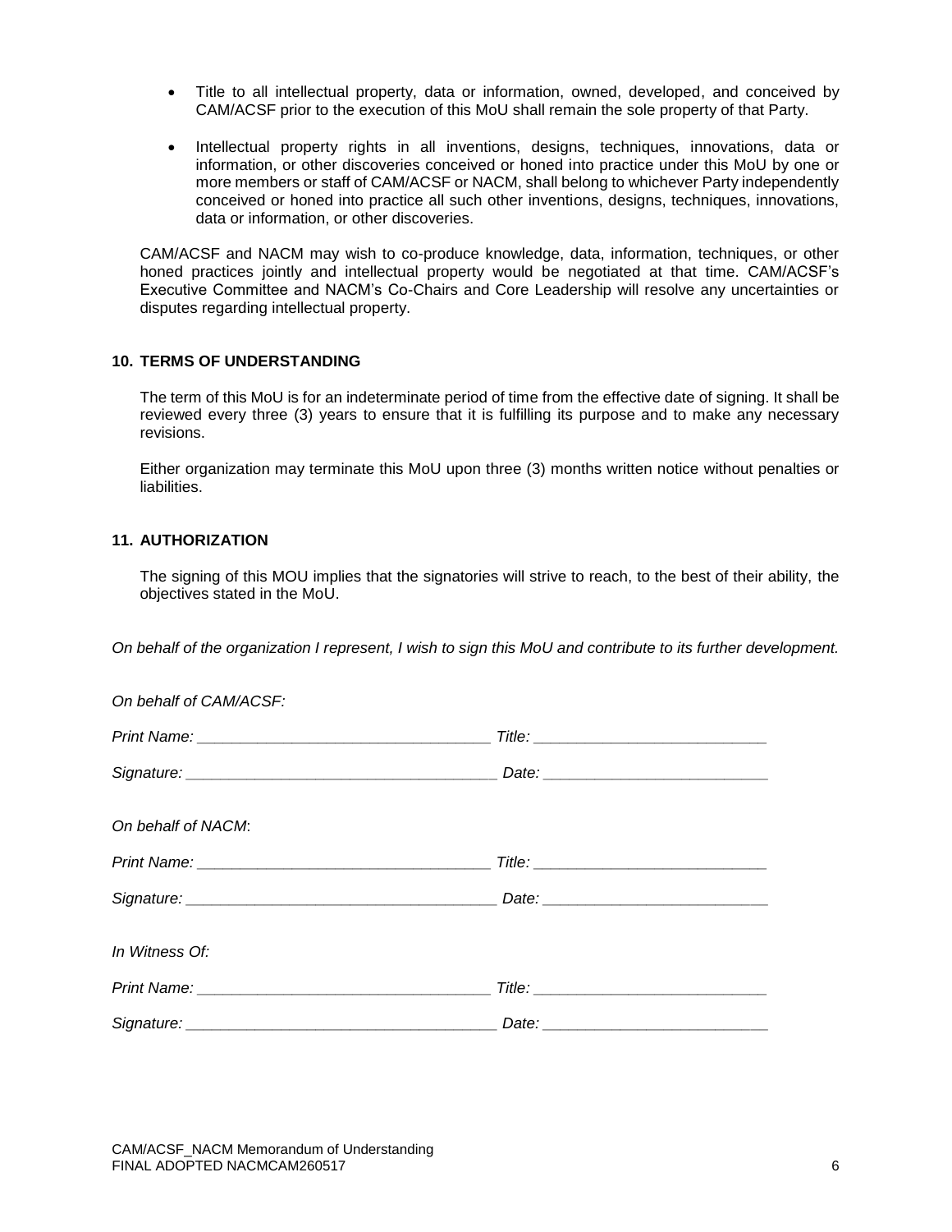- Title to all intellectual property, data or information, owned, developed, and conceived by CAM/ACSF prior to the execution of this MoU shall remain the sole property of that Party.

- Intellectual property rights in all inventions, designs, techniques, innovations, data or information, or other discoveries conceived or honed into practice under this MoU by one or more members or staff of CAM/ACSF or NACM, shall belong to whichever Party independently conceived or honed into practice all such other inventions, designs, techniques, innovations, data or information, or other discoveries.

CAM/ACSF and NACM may wish to co-produce knowledge, data, information, techniques, or other honed practices jointly and intellectual property would be negotiated at that time. CAM/ACSF's Executive Committee and NACM's Co-Chairs and Core Leadership will resolve any uncertainties or disputes regarding intellectual property.

## 10. TERMS OF UNDERSTANDING

The term of this MoU is for an indeterminate period of time from the effective date of signing. It shall be reviewed every three (3) years to ensure that it is fulfilling its purpose and to make any necessary revisions.

Either organization may terminate this MoU upon three (3) months written notice without penalties or liabilities.

## 11. AUTHORIZATION

The signing of this MOU implies that the signatories will strive to reach, to the best of their ability, the objectives stated in the MoU.

*On behalf of the organization I represent, I wish to sign this MoU and contribute to its further development.*

*On behalf of CAM/ACSF:*

*Print Name:* ___________________________________ *Title:* ___________________________

*Signature:* _____________________________________ *Date:* __________________________

*On behalf of NACM*:

*Print Name:* ___________________________________ *Title:* ___________________________

*Signature:* _____________________________________ *Date:* __________________________

*In Witness Of:*

*Print Name:* ___________________________________ *Title:* ___________________________

*Signature:* _____________________________________ *Date:* __________________________

CAM/ACSF_NACM Memorandum of Understanding
FINAL ADOPTED NACMCAM260517